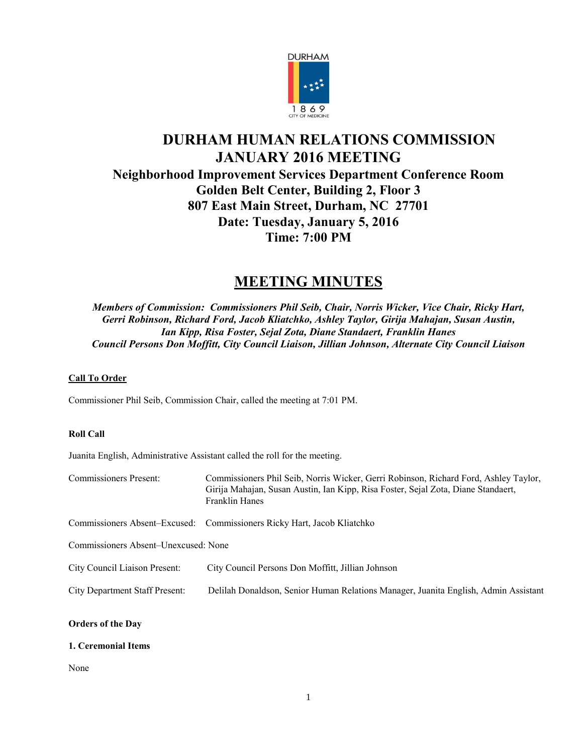# DURHAM HUMAN RELATIONS COMMISSION
# JANUARY 2016 MEETING

## Neighborhood Improvement Services Department Conference Room
## Golden Belt Center, Building 2, Floor 3
## 807 East Main Street, Durham, NC 27701
## Date: Tuesday, January 5, 2016
## Time: 7:00 PM

# MEETING MINUTES

***Members of Commission: Commissioners Phil Seib, Chair, Norris Wicker, Vice Chair, Ricky Hart, Gerri Robinson, Richard Ford, Jacob Kliatchko, Ashley Taylor, Girija Mahajan, Susan Austin, Ian Kipp, Risa Foster, Sejal Zota, Diane Standaert, Franklin Hanes***
***Council Persons Don Moffitt, City Council Liaison, Jillian Johnson, Alternate City Council Liaison***

**Call To Order**

Commissioner Phil Seib, Commission Chair, called the meeting at 7:01 PM.

**Roll Call**

Juanita English, Administrative Assistant called the roll for the meeting.

Commissioners Present: Commissioners Phil Seib, Norris Wicker, Gerri Robinson, Richard Ford, Ashley Taylor, Girija Mahajan, Susan Austin, Ian Kipp, Risa Foster, Sejal Zota, Diane Standaert, Franklin Hanes

Commissioners Absent–Excused: Commissioners Ricky Hart, Jacob Kliatchko

Commissioners Absent–Unexcused: None

City Council Liaison Present: City Council Persons Don Moffitt, Jillian Johnson

City Department Staff Present: Delilah Donaldson, Senior Human Relations Manager, Juanita English, Admin Assistant

**Orders of the Day**

**1. Ceremonial Items**

None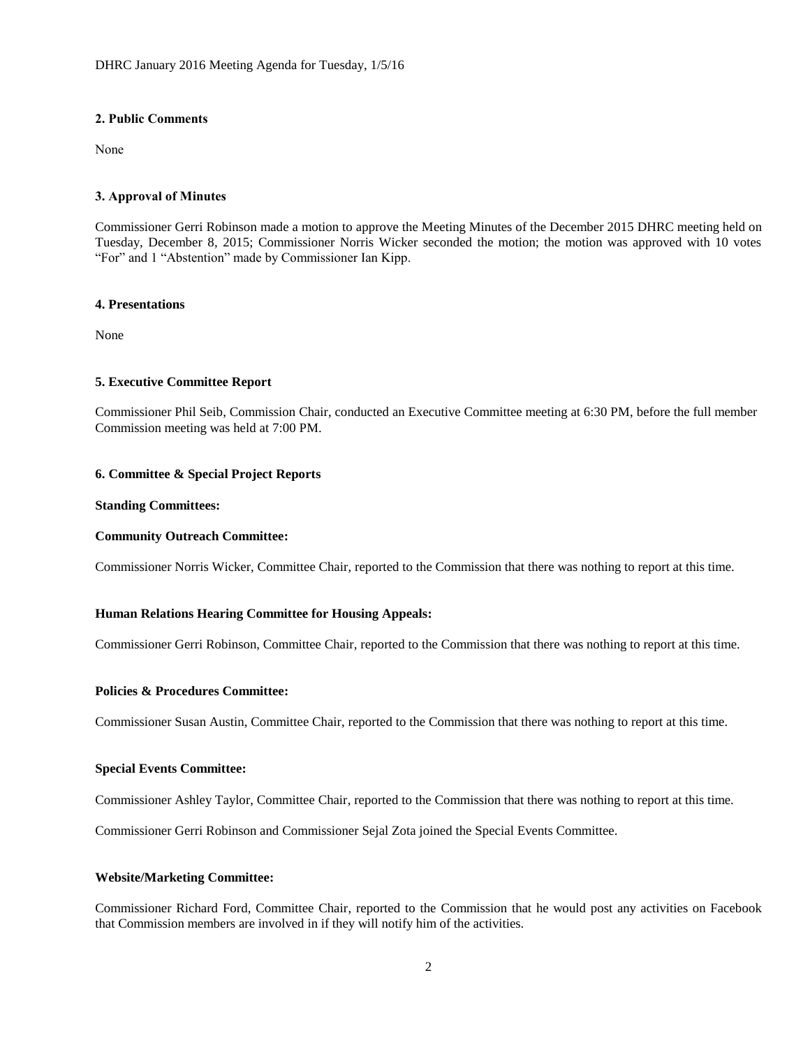## 2. Public Comments

None

## 3. Approval of Minutes

Commissioner Gerri Robinson made a motion to approve the Meeting Minutes of the December 2015 DHRC meeting held on Tuesday, December 8, 2015; Commissioner Norris Wicker seconded the motion; the motion was approved with 10 votes "For" and 1 "Abstention" made by Commissioner Ian Kipp.

## 4. Presentations

None

## 5. Executive Committee Report

Commissioner Phil Seib, Commission Chair, conducted an Executive Committee meeting at 6:30 PM, before the full member Commission meeting was held at 7:00 PM.

## 6. Committee & Special Project Reports

**Standing Committees:**

**Community Outreach Committee:**

Commissioner Norris Wicker, Committee Chair, reported to the Commission that there was nothing to report at this time.

**Human Relations Hearing Committee for Housing Appeals:**

Commissioner Gerri Robinson, Committee Chair, reported to the Commission that there was nothing to report at this time.

**Policies & Procedures Committee:**

Commissioner Susan Austin, Committee Chair, reported to the Commission that there was nothing to report at this time.

**Special Events Committee:**

Commissioner Ashley Taylor, Committee Chair, reported to the Commission that there was nothing to report at this time.

Commissioner Gerri Robinson and Commissioner Sejal Zota joined the Special Events Committee.

**Website/Marketing Committee:**

Commissioner Richard Ford, Committee Chair, reported to the Commission that he would post any activities on Facebook that Commission members are involved in if they will notify him of the activities.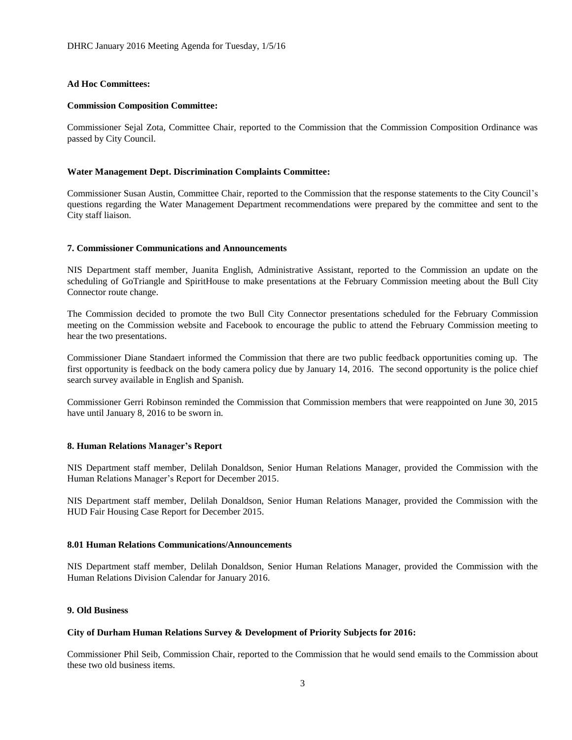**Ad Hoc Committees:**

**Commission Composition Committee:**

Commissioner Sejal Zota, Committee Chair, reported to the Commission that the Commission Composition Ordinance was passed by City Council.

**Water Management Dept. Discrimination Complaints Committee:**

Commissioner Susan Austin, Committee Chair, reported to the Commission that the response statements to the City Council's questions regarding the Water Management Department recommendations were prepared by the committee and sent to the City staff liaison.

**7. Commissioner Communications and Announcements**

NIS Department staff member, Juanita English, Administrative Assistant, reported to the Commission an update on the scheduling of GoTriangle and SpiritHouse to make presentations at the February Commission meeting about the Bull City Connector route change.

The Commission decided to promote the two Bull City Connector presentations scheduled for the February Commission meeting on the Commission website and Facebook to encourage the public to attend the February Commission meeting to hear the two presentations.

Commissioner Diane Standaert informed the Commission that there are two public feedback opportunities coming up. The first opportunity is feedback on the body camera policy due by January 14, 2016. The second opportunity is the police chief search survey available in English and Spanish.

Commissioner Gerri Robinson reminded the Commission that Commission members that were reappointed on June 30, 2015 have until January 8, 2016 to be sworn in.

**8. Human Relations Manager's Report**

NIS Department staff member, Delilah Donaldson, Senior Human Relations Manager, provided the Commission with the Human Relations Manager's Report for December 2015.

NIS Department staff member, Delilah Donaldson, Senior Human Relations Manager, provided the Commission with the HUD Fair Housing Case Report for December 2015.

**8.01 Human Relations Communications/Announcements**

NIS Department staff member, Delilah Donaldson, Senior Human Relations Manager, provided the Commission with the Human Relations Division Calendar for January 2016.

**9. Old Business**

**City of Durham Human Relations Survey & Development of Priority Subjects for 2016:**

Commissioner Phil Seib, Commission Chair, reported to the Commission that he would send emails to the Commission about these two old business items.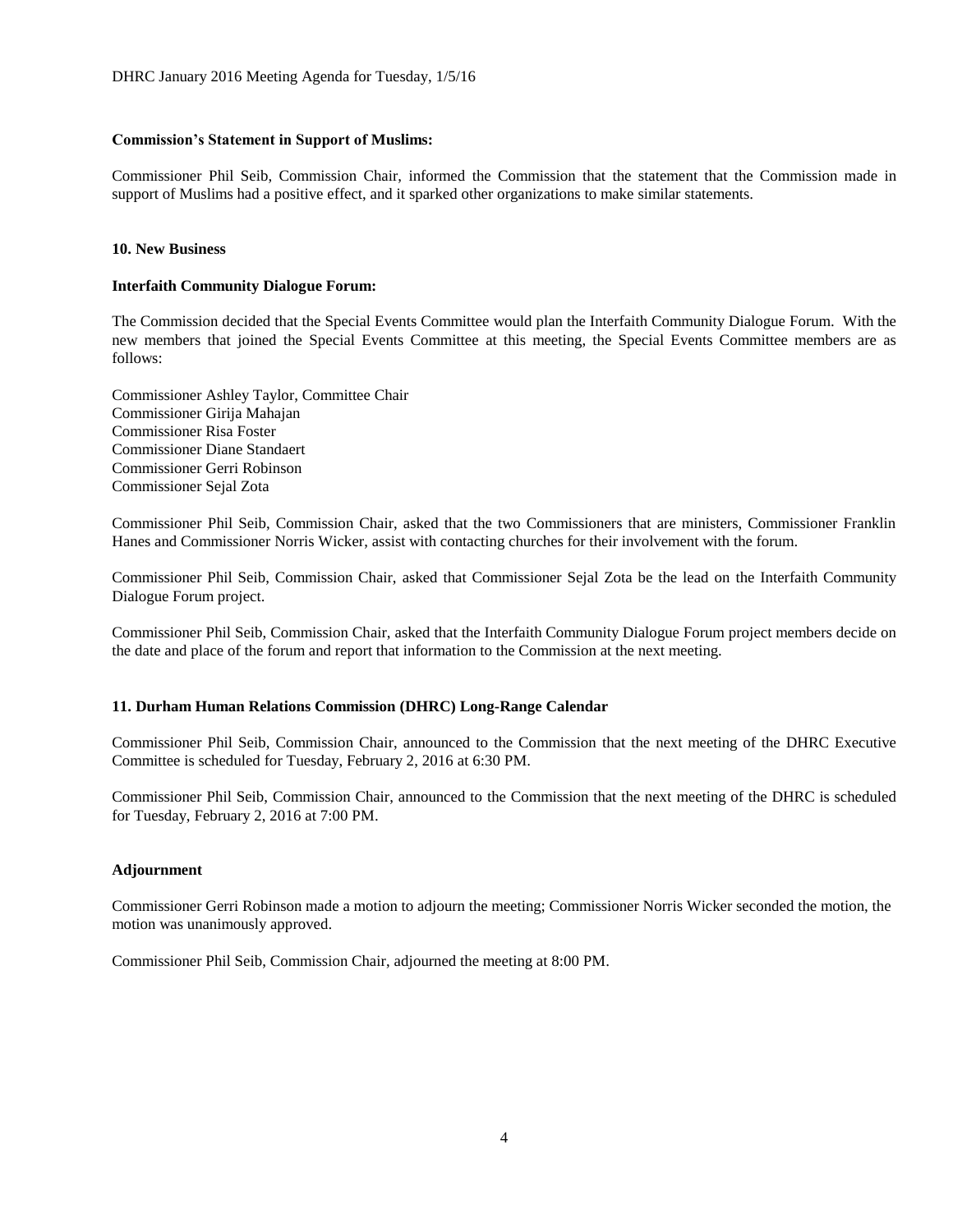**Commission's Statement in Support of Muslims:**

Commissioner Phil Seib, Commission Chair, informed the Commission that the statement that the Commission made in support of Muslims had a positive effect, and it sparked other organizations to make similar statements.

**10. New Business**

**Interfaith Community Dialogue Forum:**

The Commission decided that the Special Events Committee would plan the Interfaith Community Dialogue Forum. With the new members that joined the Special Events Committee at this meeting, the Special Events Committee members are as follows:

Commissioner Ashley Taylor, Committee Chair
Commissioner Girija Mahajan
Commissioner Risa Foster
Commissioner Diane Standaert
Commissioner Gerri Robinson
Commissioner Sejal Zota

Commissioner Phil Seib, Commission Chair, asked that the two Commissioners that are ministers, Commissioner Franklin Hanes and Commissioner Norris Wicker, assist with contacting churches for their involvement with the forum.

Commissioner Phil Seib, Commission Chair, asked that Commissioner Sejal Zota be the lead on the Interfaith Community Dialogue Forum project.

Commissioner Phil Seib, Commission Chair, asked that the Interfaith Community Dialogue Forum project members decide on the date and place of the forum and report that information to the Commission at the next meeting.

**11. Durham Human Relations Commission (DHRC) Long-Range Calendar**

Commissioner Phil Seib, Commission Chair, announced to the Commission that the next meeting of the DHRC Executive Committee is scheduled for Tuesday, February 2, 2016 at 6:30 PM.

Commissioner Phil Seib, Commission Chair, announced to the Commission that the next meeting of the DHRC is scheduled for Tuesday, February 2, 2016 at 7:00 PM.

**Adjournment**

Commissioner Gerri Robinson made a motion to adjourn the meeting; Commissioner Norris Wicker seconded the motion, the motion was unanimously approved.

Commissioner Phil Seib, Commission Chair, adjourned the meeting at 8:00 PM.